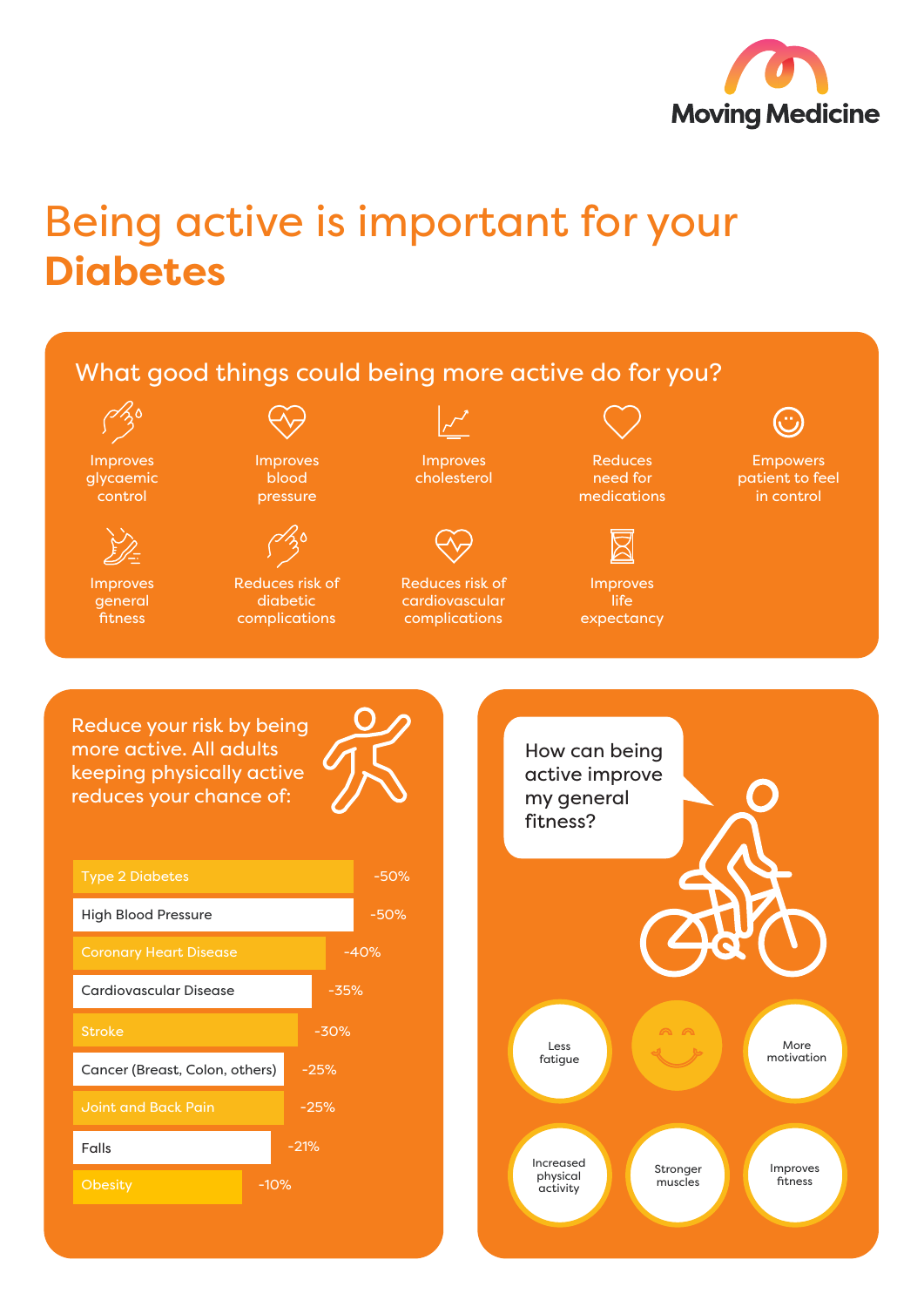Moving Medicine

# Being active is important for your **Diabetes**

## What good things could being more active do for you?

- Improves glycaemic control
- Improves blood pressure
- Improves cholesterol
- Reduces need for medications
- Empowers patient to feel in control
- Improves general fitness
- Reduces risk of diabetic complications
- Reduces risk of cardiovascular complications
- Improves life expectancy

## Reduce your risk by being more active. All adults keeping physically active reduces your chance of:

| Condition | Risk reduction |
| --- | --- |
| Type 2 Diabetes | -50% |
| High Blood Pressure | -50% |
| Coronary Heart Disease | -40% |
| Cardiovascular Disease | -35% |
| Stroke | -30% |
| Cancer (Breast, Colon, others) | -25% |
| Joint and Back Pain | -25% |
| Falls | -21% |
| Obesity | -10% |

## How can being active improve my general fitness?

- Less fatigue
- More motivation
- Increased physical activity
- Stronger muscles
- Improves fitness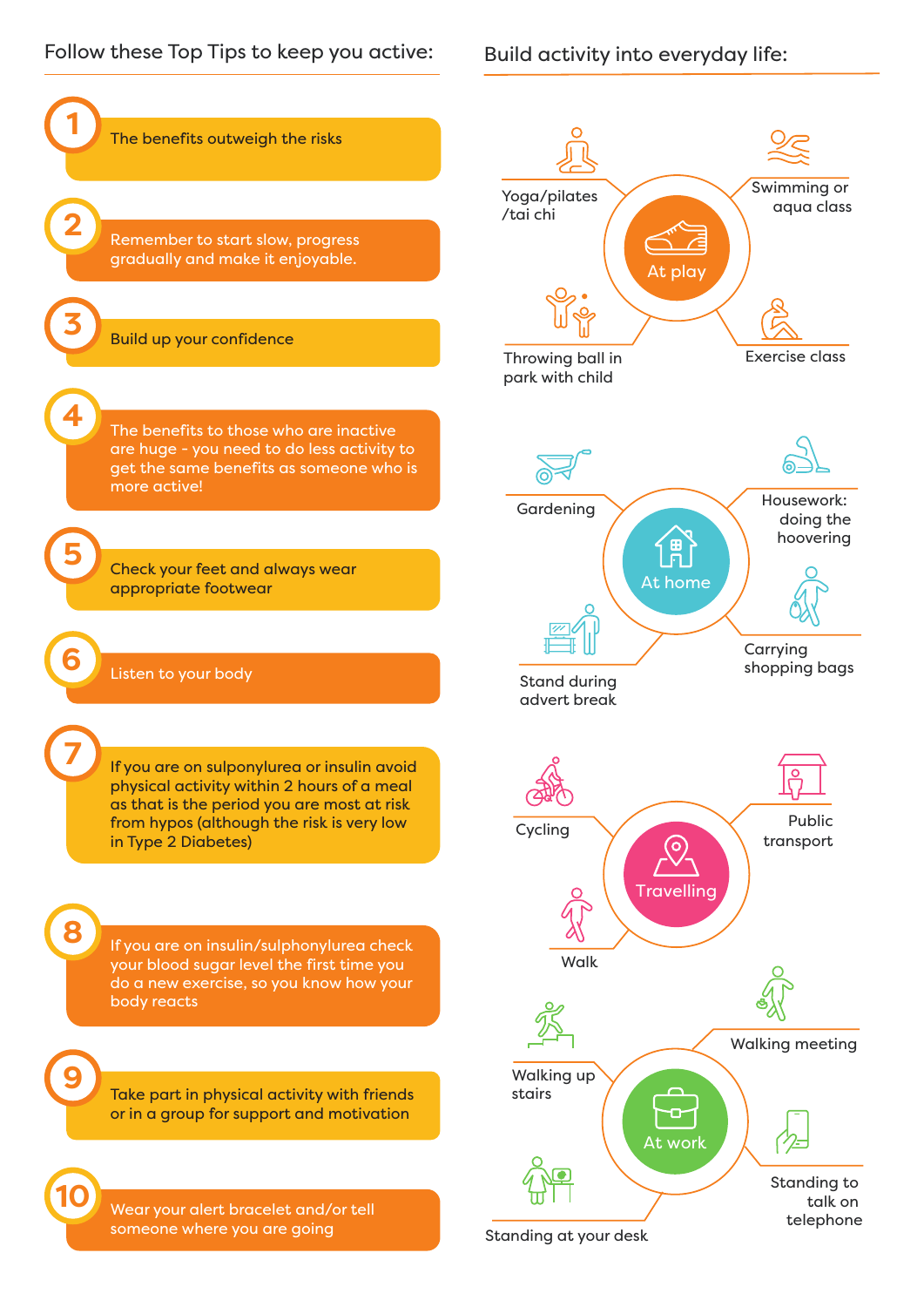## Follow these Top Tips to keep you active:

1. The benefits outweigh the risks
2. Remember to start slow, progress gradually and make it enjoyable.
3. Build up your confidence
4. The benefits to those who are inactive are huge - you need to do less activity to get the same benefits as someone who is more active!
5. Check your feet and always wear appropriate footwear
6. Listen to your body
7. If you are on sulponylurea or insulin avoid physical activity within 2 hours of a meal as that is the period you are most at risk from hypos (although the risk is very low in Type 2 Diabetes)
8. If you are on insulin/sulphonylurea check your blood sugar level the first time you do a new exercise, so you know how your body reacts
9. Take part in physical activity with friends or in a group for support and motivation
10. Wear your alert bracelet and/or tell someone where you are going

## Build activity into everyday life:

**At play**

- Yoga/pilates /tai chi
- Swimming or aqua class
- Throwing ball in park with child
- Exercise class

**At home**

- Gardening
- Housework: doing the hoovering
- Stand during advert break
- Carrying shopping bags

**Travelling**

- Cycling
- Public transport
- Walk

**At work**

- Walking meeting
- Walking up stairs
- Standing to talk on telephone
- Standing at your desk